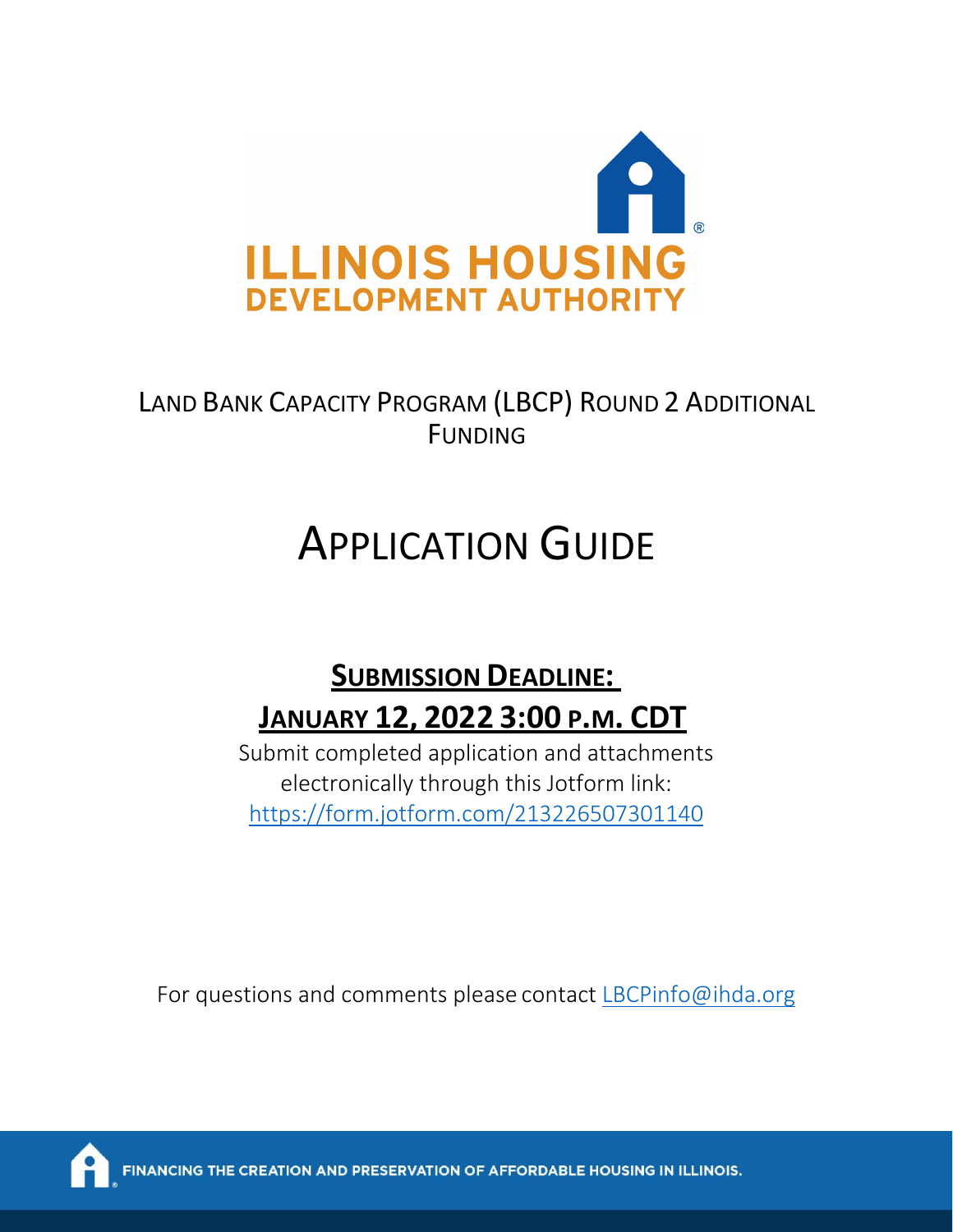ILLINOIS HOUSING DEVELOPMENT AUTHORITY

# LAND BANK CAPACITY PROGRAM (LBCP) ROUND 2 ADDITIONAL FUNDING

# APPLICATION GUIDE

## SUBMISSION DEADLINE: JANUARY 12, 2022 3:00 P.M. CDT

Submit completed application and attachments electronically through this Jotform link: https://form.jotform.com/213226507301140

For questions and comments please contact LBCPinfo@ihda.org

FINANCING THE CREATION AND PRESERVATION OF AFFORDABLE HOUSING IN ILLINOIS.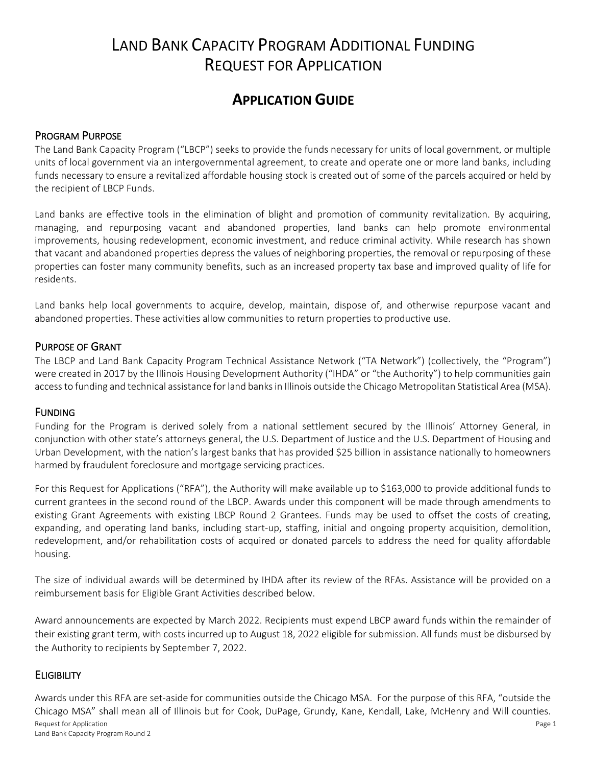# Land Bank Capacity Program Additional Funding Request for Application

## Application Guide

### Program Purpose

The Land Bank Capacity Program ("LBCP") seeks to provide the funds necessary for units of local government, or multiple units of local government via an intergovernmental agreement, to create and operate one or more land banks, including funds necessary to ensure a revitalized affordable housing stock is created out of some of the parcels acquired or held by the recipient of LBCP Funds.

Land banks are effective tools in the elimination of blight and promotion of community revitalization. By acquiring, managing, and repurposing vacant and abandoned properties, land banks can help promote environmental improvements, housing redevelopment, economic investment, and reduce criminal activity. While research has shown that vacant and abandoned properties depress the values of neighboring properties, the removal or repurposing of these properties can foster many community benefits, such as an increased property tax base and improved quality of life for residents.

Land banks help local governments to acquire, develop, maintain, dispose of, and otherwise repurpose vacant and abandoned properties. These activities allow communities to return properties to productive use.

### Purpose of Grant

The LBCP and Land Bank Capacity Program Technical Assistance Network ("TA Network") (collectively, the "Program") were created in 2017 by the Illinois Housing Development Authority ("IHDA" or "the Authority") to help communities gain access to funding and technical assistance for land banks in Illinois outside the Chicago Metropolitan Statistical Area (MSA).

### Funding

Funding for the Program is derived solely from a national settlement secured by the Illinois' Attorney General, in conjunction with other state's attorneys general, the U.S. Department of Justice and the U.S. Department of Housing and Urban Development, with the nation's largest banks that has provided $25 billion in assistance nationally to homeowners harmed by fraudulent foreclosure and mortgage servicing practices.

For this Request for Applications ("RFA"), the Authority will make available up to $163,000 to provide additional funds to current grantees in the second round of the LBCP. Awards under this component will be made through amendments to existing Grant Agreements with existing LBCP Round 2 Grantees. Funds may be used to offset the costs of creating, expanding, and operating land banks, including start-up, staffing, initial and ongoing property acquisition, demolition, redevelopment, and/or rehabilitation costs of acquired or donated parcels to address the need for quality affordable housing.

The size of individual awards will be determined by IHDA after its review of the RFAs. Assistance will be provided on a reimbursement basis for Eligible Grant Activities described below.

Award announcements are expected by March 2022. Recipients must expend LBCP award funds within the remainder of their existing grant term, with costs incurred up to August 18, 2022 eligible for submission. All funds must be disbursed by the Authority to recipients by September 7, 2022.

### Eligibility

Awards under this RFA are set-aside for communities outside the Chicago MSA. For the purpose of this RFA, "outside the Chicago MSA" shall mean all of Illinois but for Cook, DuPage, Grundy, Kane, Kendall, Lake, McHenry and Will counties.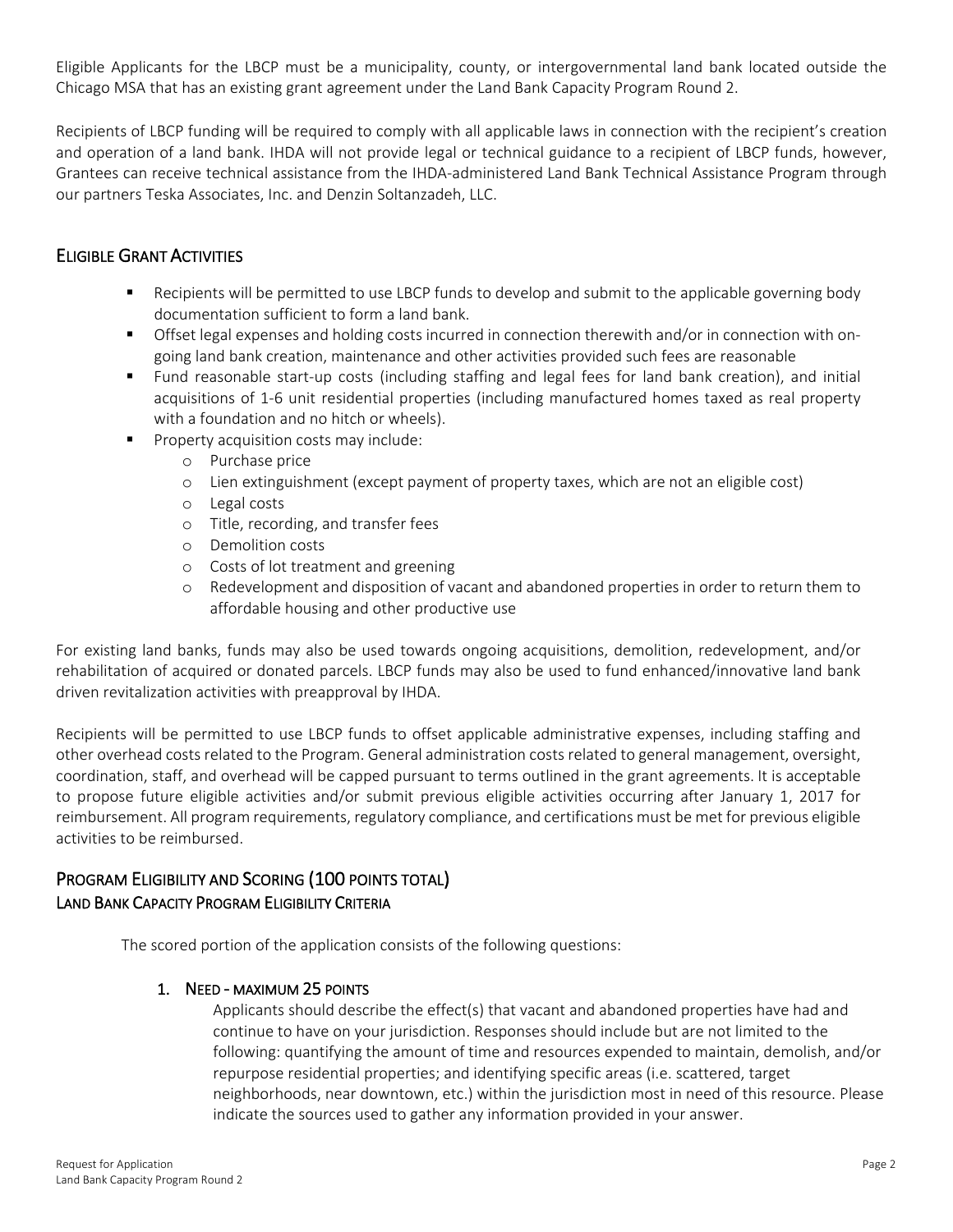Eligible Applicants for the LBCP must be a municipality, county, or intergovernmental land bank located outside the Chicago MSA that has an existing grant agreement under the Land Bank Capacity Program Round 2.

Recipients of LBCP funding will be required to comply with all applicable laws in connection with the recipient's creation and operation of a land bank. IHDA will not provide legal or technical guidance to a recipient of LBCP funds, however, Grantees can receive technical assistance from the IHDA-administered Land Bank Technical Assistance Program through our partners Teska Associates, Inc. and Denzin Soltanzadeh, LLC.

## ELIGIBLE GRANT ACTIVITIES

- Recipients will be permitted to use LBCP funds to develop and submit to the applicable governing body documentation sufficient to form a land bank.
- Offset legal expenses and holding costs incurred in connection therewith and/or in connection with on-going land bank creation, maintenance and other activities provided such fees are reasonable
- Fund reasonable start-up costs (including staffing and legal fees for land bank creation), and initial acquisitions of 1-6 unit residential properties (including manufactured homes taxed as real property with a foundation and no hitch or wheels).
- Property acquisition costs may include:
  - Purchase price
  - Lien extinguishment (except payment of property taxes, which are not an eligible cost)
  - Legal costs
  - Title, recording, and transfer fees
  - Demolition costs
  - Costs of lot treatment and greening
  - Redevelopment and disposition of vacant and abandoned properties in order to return them to affordable housing and other productive use

For existing land banks, funds may also be used towards ongoing acquisitions, demolition, redevelopment, and/or rehabilitation of acquired or donated parcels. LBCP funds may also be used to fund enhanced/innovative land bank driven revitalization activities with preapproval by IHDA.

Recipients will be permitted to use LBCP funds to offset applicable administrative expenses, including staffing and other overhead costs related to the Program. General administration costs related to general management, oversight, coordination, staff, and overhead will be capped pursuant to terms outlined in the grant agreements. It is acceptable to propose future eligible activities and/or submit previous eligible activities occurring after January 1, 2017 for reimbursement. All program requirements, regulatory compliance, and certifications must be met for previous eligible activities to be reimbursed.

## PROGRAM ELIGIBILITY AND SCORING (100 POINTS TOTAL)

### LAND BANK CAPACITY PROGRAM ELIGIBILITY CRITERIA

The scored portion of the application consists of the following questions:

1. **NEED - MAXIMUM 25 POINTS**

   Applicants should describe the effect(s) that vacant and abandoned properties have had and continue to have on your jurisdiction. Responses should include but are not limited to the following: quantifying the amount of time and resources expended to maintain, demolish, and/or repurpose residential properties; and identifying specific areas (i.e. scattered, target neighborhoods, near downtown, etc.) within the jurisdiction most in need of this resource. Please indicate the sources used to gather any information provided in your answer.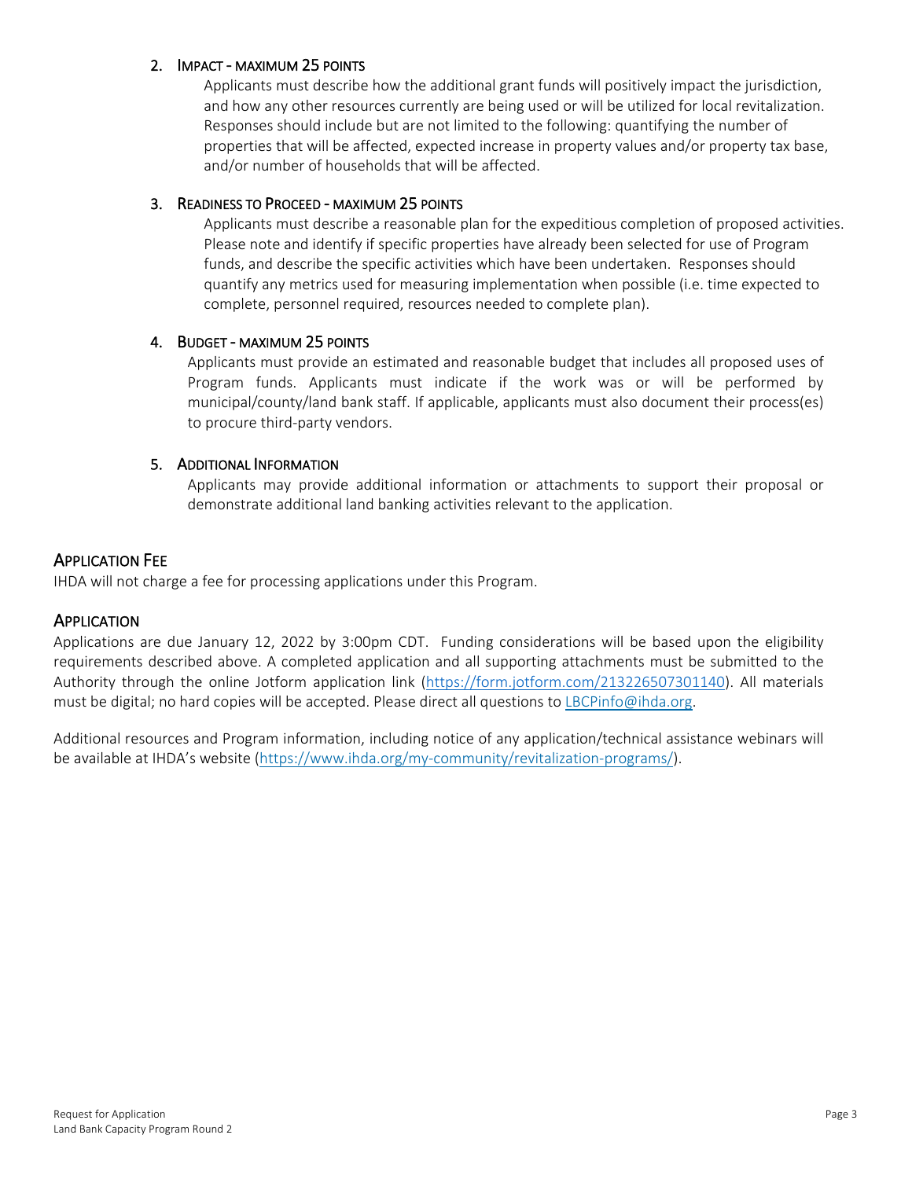2. **Impact - maximum 25 points**

   Applicants must describe how the additional grant funds will positively impact the jurisdiction, and how any other resources currently are being used or will be utilized for local revitalization. Responses should include but are not limited to the following: quantifying the number of properties that will be affected, expected increase in property values and/or property tax base, and/or number of households that will be affected.

3. **Readiness to Proceed - maximum 25 points**

   Applicants must describe a reasonable plan for the expeditious completion of proposed activities. Please note and identify if specific properties have already been selected for use of Program funds, and describe the specific activities which have been undertaken. Responses should quantify any metrics used for measuring implementation when possible (i.e. time expected to complete, personnel required, resources needed to complete plan).

4. **Budget - maximum 25 points**

   Applicants must provide an estimated and reasonable budget that includes all proposed uses of Program funds. Applicants must indicate if the work was or will be performed by municipal/county/land bank staff. If applicable, applicants must also document their process(es) to procure third-party vendors.

5. **Additional Information**

   Applicants may provide additional information or attachments to support their proposal or demonstrate additional land banking activities relevant to the application.

## Application Fee

IHDA will not charge a fee for processing applications under this Program.

## Application

Applications are due January 12, 2022 by 3:00pm CDT. Funding considerations will be based upon the eligibility requirements described above. A completed application and all supporting attachments must be submitted to the Authority through the online Jotform application link (https://form.jotform.com/213226507301140). All materials must be digital; no hard copies will be accepted. Please direct all questions to LBCPinfo@ihda.org.

Additional resources and Program information, including notice of any application/technical assistance webinars will be available at IHDA's website (https://www.ihda.org/my-community/revitalization-programs/).